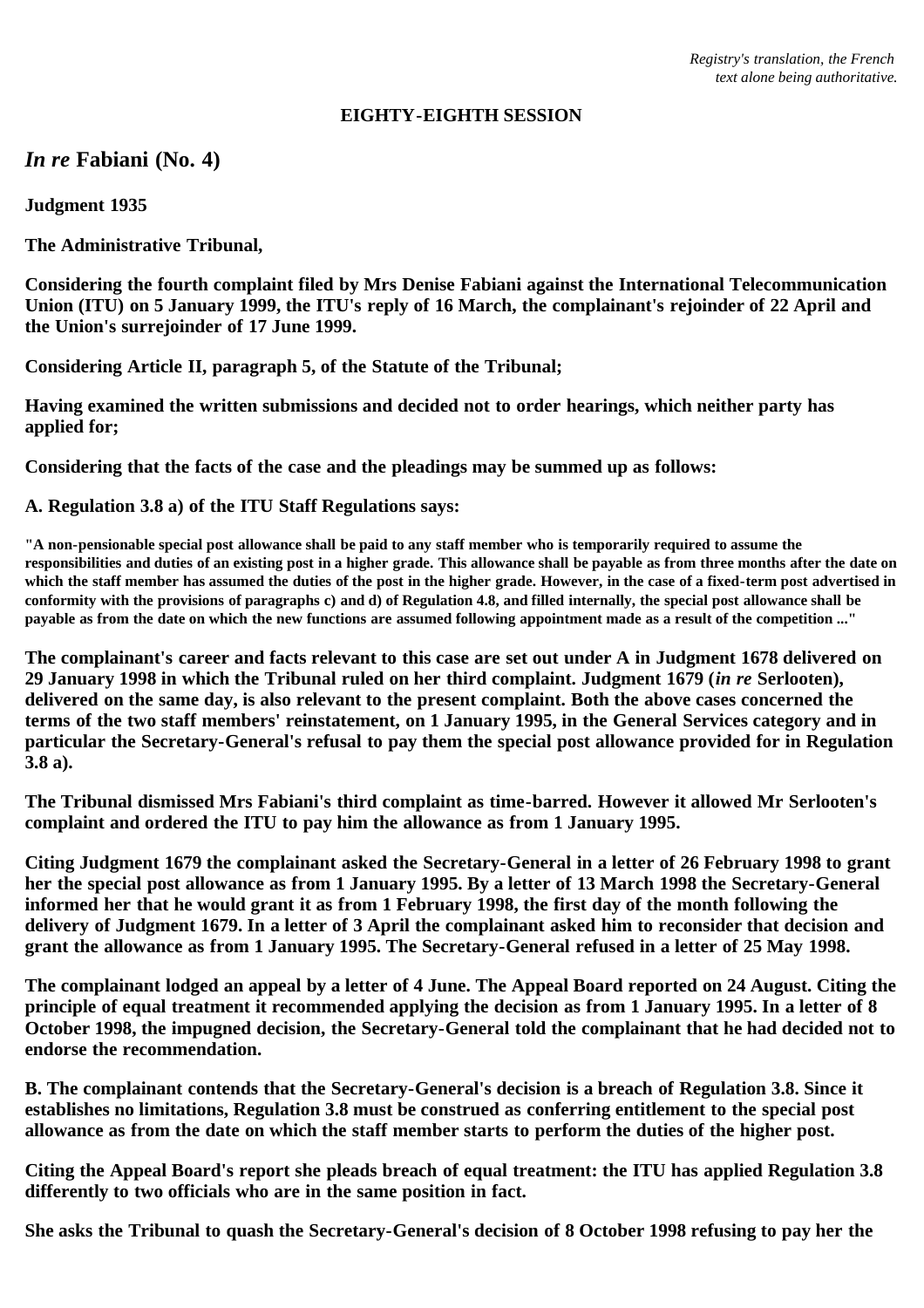*Registry's translation, the French text alone being authoritative.*

**EIGHTY-EIGHTH SESSION**

## *In re* Fabiani (No. 4)

**Judgment 1935**

**The Administrative Tribunal,**

**Considering the fourth complaint filed by Mrs Denise Fabiani against the International Telecommunication Union (ITU) on 5 January 1999, the ITU's reply of 16 March, the complainant's rejoinder of 22 April and the Union's surrejoinder of 17 June 1999.**

**Considering Article II, paragraph 5, of the Statute of the Tribunal;**

**Having examined the written submissions and decided not to order hearings, which neither party has applied for;**

**Considering that the facts of the case and the pleadings may be summed up as follows:**

**A. Regulation 3.8 a) of the ITU Staff Regulations says:**

**"A non-pensionable special post allowance shall be paid to any staff member who is temporarily required to assume the responsibilities and duties of an existing post in a higher grade. This allowance shall be payable as from three months after the date on which the staff member has assumed the duties of the post in the higher grade. However, in the case of a fixed-term post advertised in conformity with the provisions of paragraphs c) and d) of Regulation 4.8, and filled internally, the special post allowance shall be payable as from the date on which the new functions are assumed following appointment made as a result of the competition ..."**

**The complainant's career and facts relevant to this case are set out under A in Judgment 1678 delivered on 29 January 1998 in which the Tribunal ruled on her third complaint. Judgment 1679 (*in re* Serlooten), delivered on the same day, is also relevant to the present complaint. Both the above cases concerned the terms of the two staff members' reinstatement, on 1 January 1995, in the General Services category and in particular the Secretary-General's refusal to pay them the special post allowance provided for in Regulation 3.8 a).**

**The Tribunal dismissed Mrs Fabiani's third complaint as time-barred. However it allowed Mr Serlooten's complaint and ordered the ITU to pay him the allowance as from 1 January 1995.**

**Citing Judgment 1679 the complainant asked the Secretary-General in a letter of 26 February 1998 to grant her the special post allowance as from 1 January 1995. By a letter of 13 March 1998 the Secretary-General informed her that he would grant it as from 1 February 1998, the first day of the month following the delivery of Judgment 1679. In a letter of 3 April the complainant asked him to reconsider that decision and grant the allowance as from 1 January 1995. The Secretary-General refused in a letter of 25 May 1998.**

**The complainant lodged an appeal by a letter of 4 June. The Appeal Board reported on 24 August. Citing the principle of equal treatment it recommended applying the decision as from 1 January 1995. In a letter of 8 October 1998, the impugned decision, the Secretary-General told the complainant that he had decided not to endorse the recommendation.**

**B. The complainant contends that the Secretary-General's decision is a breach of Regulation 3.8. Since it establishes no limitations, Regulation 3.8 must be construed as conferring entitlement to the special post allowance as from the date on which the staff member starts to perform the duties of the higher post.**

**Citing the Appeal Board's report she pleads breach of equal treatment: the ITU has applied Regulation 3.8 differently to two officials who are in the same position in fact.**

**She asks the Tribunal to quash the Secretary-General's decision of 8 October 1998 refusing to pay her the**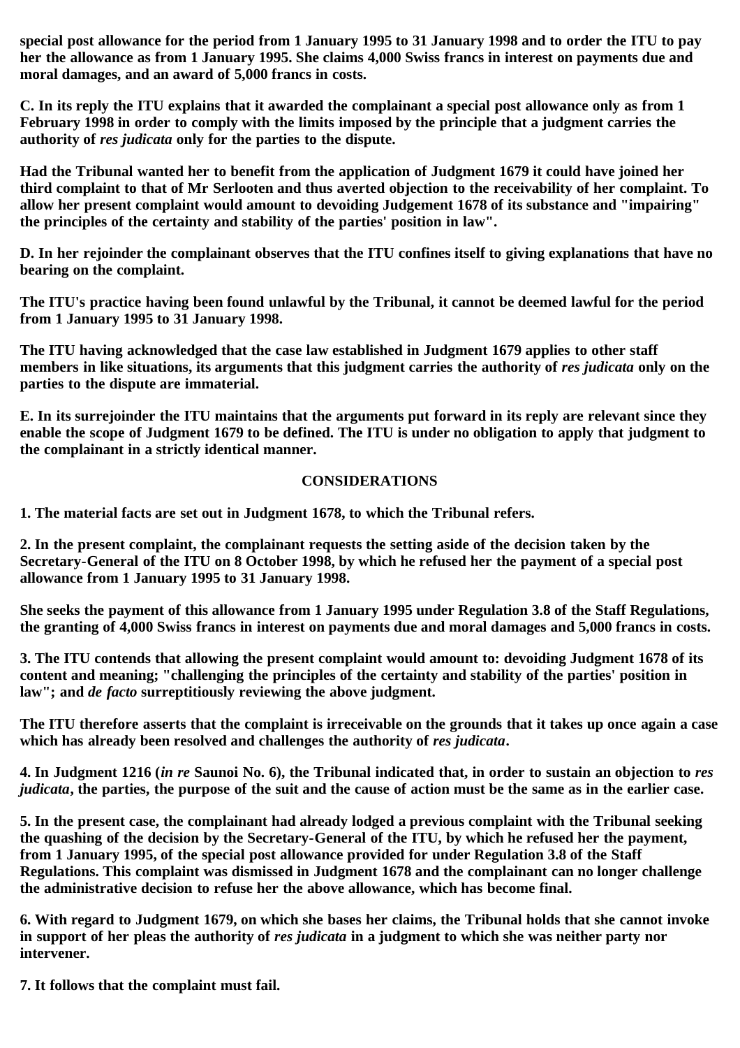**special post allowance for the period from 1 January 1995 to 31 January 1998 and to order the ITU to pay her the allowance as from 1 January 1995. She claims 4,000 Swiss francs in interest on payments due and moral damages, and an award of 5,000 francs in costs.**

**C. In its reply the ITU explains that it awarded the complainant a special post allowance only as from 1 February 1998 in order to comply with the limits imposed by the principle that a judgment carries the authority of *res judicata* only for the parties to the dispute.**

**Had the Tribunal wanted her to benefit from the application of Judgment 1679 it could have joined her third complaint to that of Mr Serlooten and thus averted objection to the receivability of her complaint. To allow her present complaint would amount to devoiding Judgement 1678 of its substance and "impairing" the principles of the certainty and stability of the parties' position in law".**

**D. In her rejoinder the complainant observes that the ITU confines itself to giving explanations that have no bearing on the complaint.**

**The ITU's practice having been found unlawful by the Tribunal, it cannot be deemed lawful for the period from 1 January 1995 to 31 January 1998.**

**The ITU having acknowledged that the case law established in Judgment 1679 applies to other staff members in like situations, its arguments that this judgment carries the authority of *res judicata* only on the parties to the dispute are immaterial.**

**E. In its surrejoinder the ITU maintains that the arguments put forward in its reply are relevant since they enable the scope of Judgment 1679 to be defined. The ITU is under no obligation to apply that judgment to the complainant in a strictly identical manner.**

## CONSIDERATIONS

**1. The material facts are set out in Judgment 1678, to which the Tribunal refers.**

**2. In the present complaint, the complainant requests the setting aside of the decision taken by the Secretary-General of the ITU on 8 October 1998, by which he refused her the payment of a special post allowance from 1 January 1995 to 31 January 1998.**

**She seeks the payment of this allowance from 1 January 1995 under Regulation 3.8 of the Staff Regulations, the granting of 4,000 Swiss francs in interest on payments due and moral damages and 5,000 francs in costs.**

**3. The ITU contends that allowing the present complaint would amount to: devoiding Judgment 1678 of its content and meaning; "challenging the principles of the certainty and stability of the parties' position in law"; and *de facto* surreptitiously reviewing the above judgment.**

**The ITU therefore asserts that the complaint is irreceivable on the grounds that it takes up once again a case which has already been resolved and challenges the authority of *res judicata*.**

**4. In Judgment 1216 (*in re* Saunoi No. 6), the Tribunal indicated that, in order to sustain an objection to *res judicata*, the parties, the purpose of the suit and the cause of action must be the same as in the earlier case.**

**5. In the present case, the complainant had already lodged a previous complaint with the Tribunal seeking the quashing of the decision by the Secretary-General of the ITU, by which he refused her the payment, from 1 January 1995, of the special post allowance provided for under Regulation 3.8 of the Staff Regulations. This complaint was dismissed in Judgment 1678 and the complainant can no longer challenge the administrative decision to refuse her the above allowance, which has become final.**

**6. With regard to Judgment 1679, on which she bases her claims, the Tribunal holds that she cannot invoke in support of her pleas the authority of *res judicata* in a judgment to which she was neither party nor intervener.**

**7. It follows that the complaint must fail.**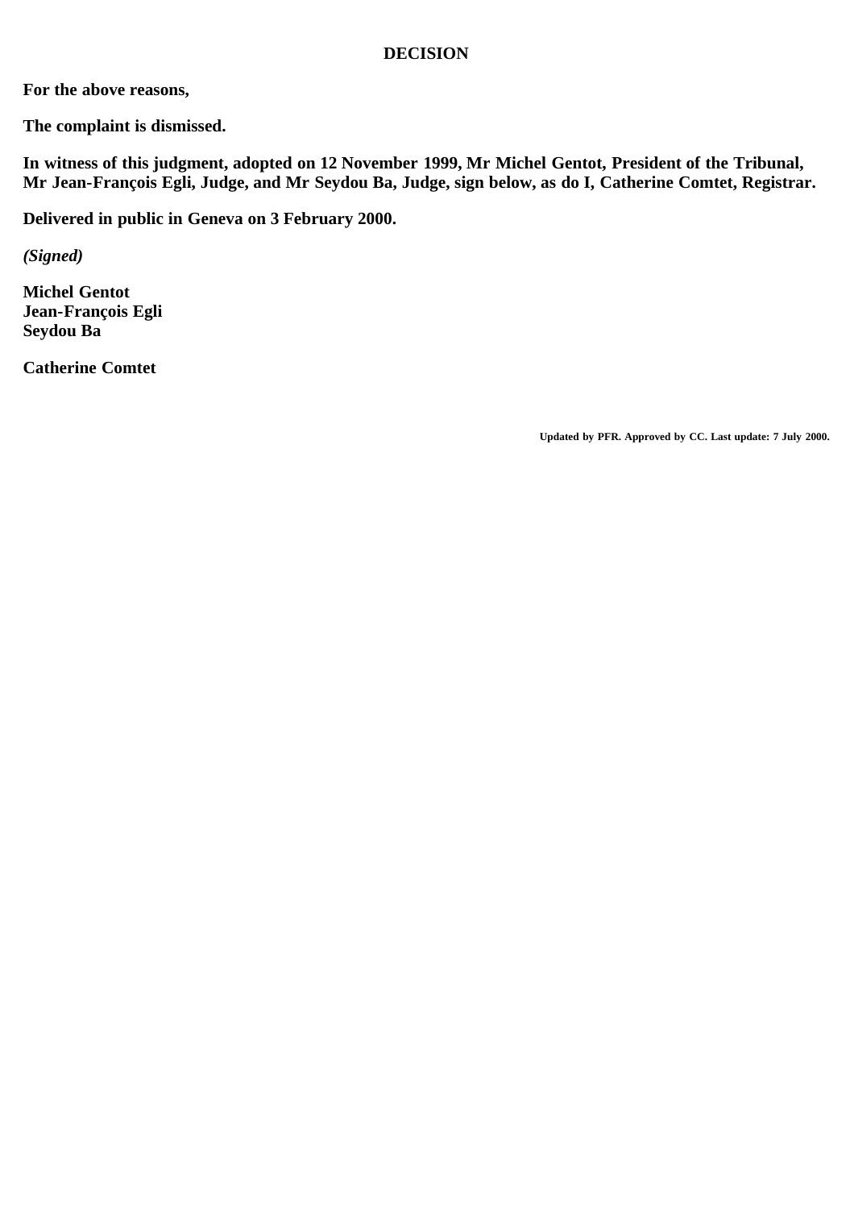**DECISION**

**For the above reasons,**

**The complaint is dismissed.**

**In witness of this judgment, adopted on 12 November 1999, Mr Michel Gentot, President of the Tribunal, Mr Jean-François Egli, Judge, and Mr Seydou Ba, Judge, sign below, as do I, Catherine Comtet, Registrar.**

**Delivered in public in Geneva on 3 February 2000.**

***(Signed)***

**Michel Gentot**
**Jean-François Egli**
**Seydou Ba**

**Catherine Comtet**

**Updated by PFR. Approved by CC. Last update: 7 July 2000.**